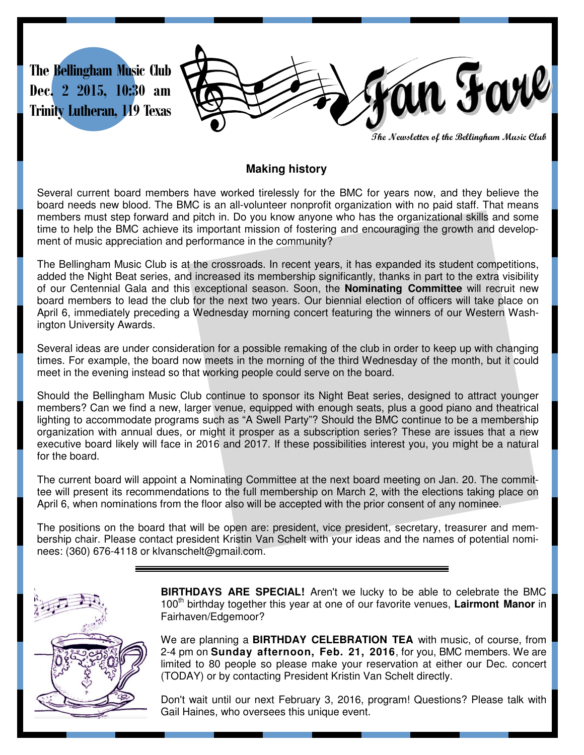The Bellingham Music Club
Dec. 2 2015, 10:30 am
Trinity Lutheran, 119 Texas

# Fan Fare

*The Newsletter of the Bellingham Music Club*

## Making history

Several current board members have worked tirelessly for the BMC for years now, and they believe the board needs new blood. The BMC is an all-volunteer nonprofit organization with no paid staff. That means members must step forward and pitch in. Do you know anyone who has the organizational skills and some time to help the BMC achieve its important mission of fostering and encouraging the growth and development of music appreciation and performance in the community?

The Bellingham Music Club is at the crossroads. In recent years, it has expanded its student competitions, added the Night Beat series, and increased its membership significantly, thanks in part to the extra visibility of our Centennial Gala and this exceptional season. Soon, the **Nominating Committee** will recruit new board members to lead the club for the next two years. Our biennial election of officers will take place on April 6, immediately preceding a Wednesday morning concert featuring the winners of our Western Washington University Awards.

Several ideas are under consideration for a possible remaking of the club in order to keep up with changing times. For example, the board now meets in the morning of the third Wednesday of the month, but it could meet in the evening instead so that working people could serve on the board.

Should the Bellingham Music Club continue to sponsor its Night Beat series, designed to attract younger members? Can we find a new, larger venue, equipped with enough seats, plus a good piano and theatrical lighting to accommodate programs such as "A Swell Party"? Should the BMC continue to be a membership organization with annual dues, or might it prosper as a subscription series? These are issues that a new executive board likely will face in 2016 and 2017. If these possibilities interest you, you might be a natural for the board.

The current board will appoint a Nominating Committee at the next board meeting on Jan. 20. The committee will present its recommendations to the full membership on March 2, with the elections taking place on April 6, when nominations from the floor also will be accepted with the prior consent of any nominee.

The positions on the board that will be open are: president, vice president, secretary, treasurer and membership chair. Please contact president Kristin Van Schelt with your ideas and the names of potential nominees: (360) 676-4118 or klvanschelt@gmail.com.

---

**BIRTHDAYS ARE SPECIAL!** Aren't we lucky to be able to celebrate the BMC 100th birthday together this year at one of our favorite venues, **Lairmont Manor** in Fairhaven/Edgemoor?

We are planning a **BIRTHDAY CELEBRATION TEA** with music, of course, from 2-4 pm on **Sunday afternoon, Feb. 21, 2016**, for you, BMC members. We are limited to 80 people so please make your reservation at either our Dec. concert (TODAY) or by contacting President Kristin Van Schelt directly.

Don't wait until our next February 3, 2016, program! Questions? Please talk with Gail Haines, who oversees this unique event.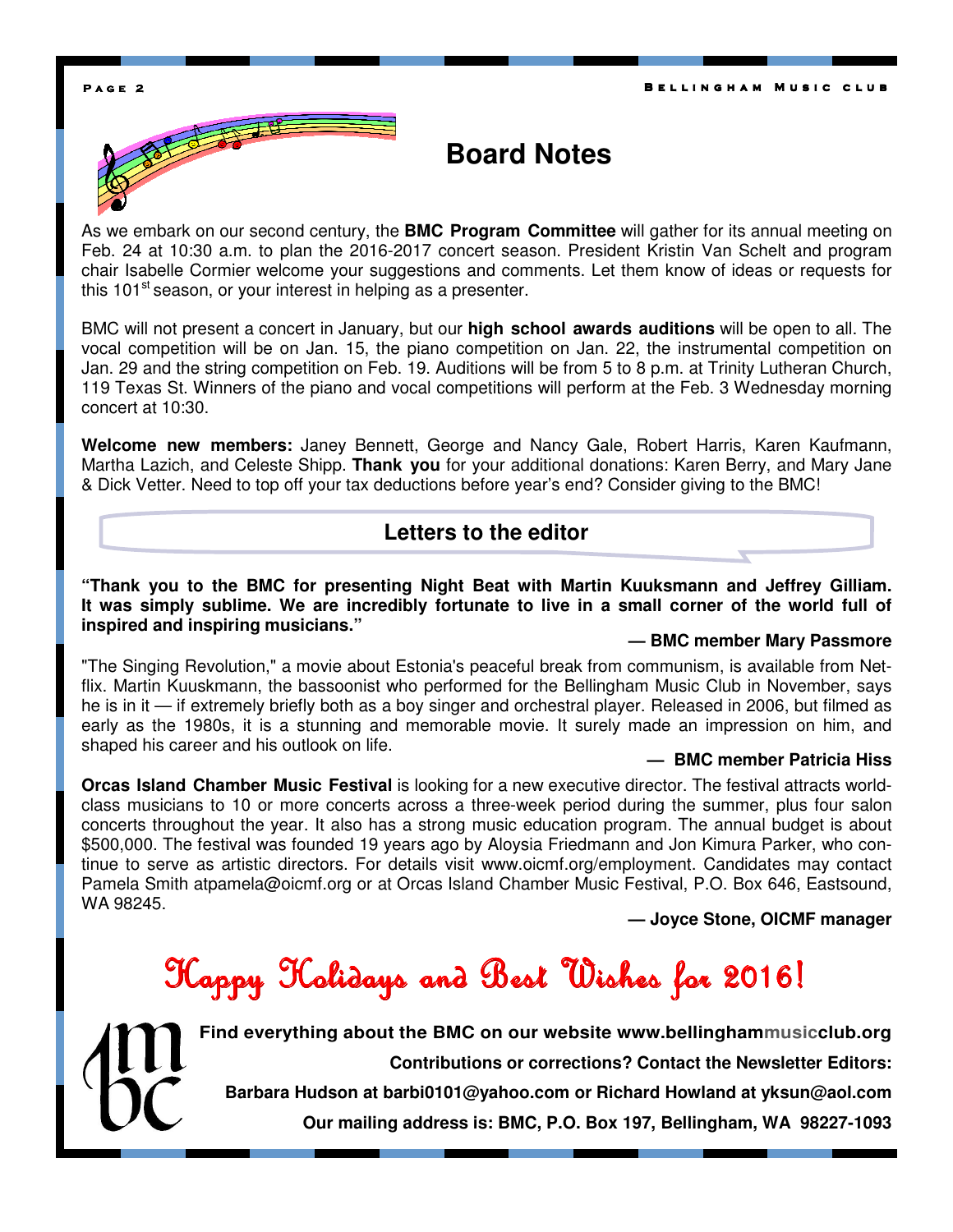# Board Notes

As we embark on our second century, the **BMC Program Committee** will gather for its annual meeting on Feb. 24 at 10:30 a.m. to plan the 2016-2017 concert season. President Kristin Van Schelt and program chair Isabelle Cormier welcome your suggestions and comments. Let them know of ideas or requests for this 101st season, or your interest in helping as a presenter.

BMC will not present a concert in January, but our **high school awards auditions** will be open to all. The vocal competition will be on Jan. 15, the piano competition on Jan. 22, the instrumental competition on Jan. 29 and the string competition on Feb. 19. Auditions will be from 5 to 8 p.m. at Trinity Lutheran Church, 119 Texas St. Winners of the piano and vocal competitions will perform at the Feb. 3 Wednesday morning concert at 10:30.

**Welcome new members:** Janey Bennett, George and Nancy Gale, Robert Harris, Karen Kaufmann, Martha Lazich, and Celeste Shipp. **Thank you** for your additional donations: Karen Berry, and Mary Jane & Dick Vetter. Need to top off your tax deductions before year's end? Consider giving to the BMC!

## Letters to the editor

**"Thank you to the BMC for presenting Night Beat with Martin Kuuksmann and Jeffrey Gilliam. It was simply sublime. We are incredibly fortunate to live in a small corner of the world full of inspired and inspiring musicians."**

**— BMC member Mary Passmore**

"The Singing Revolution," a movie about Estonia's peaceful break from communism, is available from Netflix. Martin Kuuskmann, the bassoonist who performed for the Bellingham Music Club in November, says he is in it — if extremely briefly both as a boy singer and orchestral player. Released in 2006, but filmed as early as the 1980s, it is a stunning and memorable movie. It surely made an impression on him, and shaped his career and his outlook on life.

**— BMC member Patricia Hiss**

**Orcas Island Chamber Music Festival** is looking for a new executive director. The festival attracts world-class musicians to 10 or more concerts across a three-week period during the summer, plus four salon concerts throughout the year. It also has a strong music education program. The annual budget is about $500,000. The festival was founded 19 years ago by Aloysia Friedmann and Jon Kimura Parker, who continue to serve as artistic directors. For details visit www.oicmf.org/employment. Candidates may contact Pamela Smith atpamela@oicmf.org or at Orcas Island Chamber Music Festival, P.O. Box 646, Eastsound, WA 98245.

**— Joyce Stone, OICMF manager**

## Happy Holidays and Best Wishes for 2016!

**Find everything about the BMC on our website www.bellinghammusicclub.org**

**Contributions or corrections? Contact the Newsletter Editors:**

**Barbara Hudson at barbi0101@yahoo.com or Richard Howland at yksun@aol.com**

**Our mailing address is: BMC, P.O. Box 197, Bellingham, WA 98227-1093**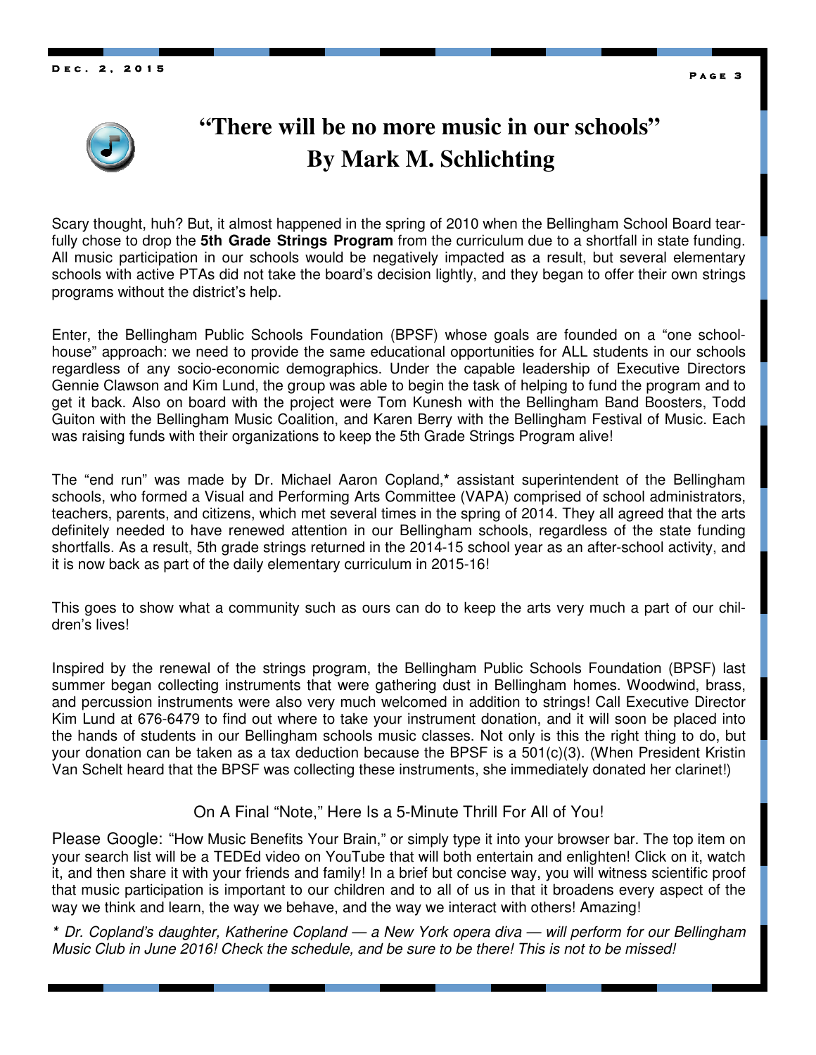# "There will be no more music in our schools"
# By Mark M. Schlichting

Scary thought, huh? But, it almost happened in the spring of 2010 when the Bellingham School Board tearfully chose to drop the **5th Grade Strings Program** from the curriculum due to a shortfall in state funding. All music participation in our schools would be negatively impacted as a result, but several elementary schools with active PTAs did not take the board's decision lightly, and they began to offer their own strings programs without the district's help.

Enter, the Bellingham Public Schools Foundation (BPSF) whose goals are founded on a "one schoolhouse" approach: we need to provide the same educational opportunities for ALL students in our schools regardless of any socio-economic demographics. Under the capable leadership of Executive Directors Gennie Clawson and Kim Lund, the group was able to begin the task of helping to fund the program and to get it back. Also on board with the project were Tom Kunesh with the Bellingham Band Boosters, Todd Guiton with the Bellingham Music Coalition, and Karen Berry with the Bellingham Festival of Music. Each was raising funds with their organizations to keep the 5th Grade Strings Program alive!

The "end run" was made by Dr. Michael Aaron Copland,**\*** assistant superintendent of the Bellingham schools, who formed a Visual and Performing Arts Committee (VAPA) comprised of school administrators, teachers, parents, and citizens, which met several times in the spring of 2014. They all agreed that the arts definitely needed to have renewed attention in our Bellingham schools, regardless of the state funding shortfalls. As a result, 5th grade strings returned in the 2014-15 school year as an after-school activity, and it is now back as part of the daily elementary curriculum in 2015-16!

This goes to show what a community such as ours can do to keep the arts very much a part of our children's lives!

Inspired by the renewal of the strings program, the Bellingham Public Schools Foundation (BPSF) last summer began collecting instruments that were gathering dust in Bellingham homes. Woodwind, brass, and percussion instruments were also very much welcomed in addition to strings! Call Executive Director Kim Lund at 676-6479 to find out where to take your instrument donation, and it will soon be placed into the hands of students in our Bellingham schools music classes. Not only is this the right thing to do, but your donation can be taken as a tax deduction because the BPSF is a 501(c)(3). (When President Kristin Van Schelt heard that the BPSF was collecting these instruments, she immediately donated her clarinet!)

On A Final "Note," Here Is a 5-Minute Thrill For All of You!

Please Google: "How Music Benefits Your Brain," or simply type it into your browser bar. The top item on your search list will be a TEDEd video on YouTube that will both entertain and enlighten! Click on it, watch it, and then share it with your friends and family! In a brief but concise way, you will witness scientific proof that music participation is important to our children and to all of us in that it broadens every aspect of the way we think and learn, the way we behave, and the way we interact with others! Amazing!

*\* Dr. Copland's daughter, Katherine Copland — a New York opera diva — will perform for our Bellingham Music Club in June 2016! Check the schedule, and be sure to be there! This is not to be missed!*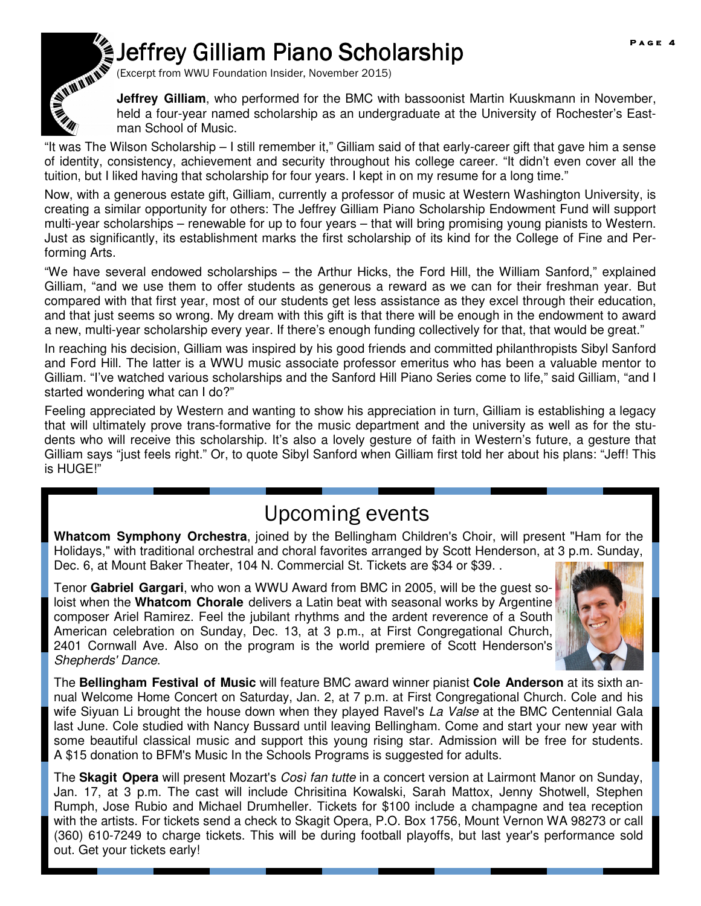# Jeffrey Gilliam Piano Scholarship

(Excerpt from WWU Foundation Insider, November 2015)

**Jeffrey Gilliam**, who performed for the BMC with bassoonist Martin Kuuskmann in November, held a four-year named scholarship as an undergraduate at the University of Rochester's Eastman School of Music.

"It was The Wilson Scholarship – I still remember it," Gilliam said of that early-career gift that gave him a sense of identity, consistency, achievement and security throughout his college career. "It didn't even cover all the tuition, but I liked having that scholarship for four years. I kept in on my resume for a long time."

Now, with a generous estate gift, Gilliam, currently a professor of music at Western Washington University, is creating a similar opportunity for others: The Jeffrey Gilliam Piano Scholarship Endowment Fund will support multi-year scholarships – renewable for up to four years – that will bring promising young pianists to Western. Just as significantly, its establishment marks the first scholarship of its kind for the College of Fine and Performing Arts.

"We have several endowed scholarships – the Arthur Hicks, the Ford Hill, the William Sanford," explained Gilliam, "and we use them to offer students as generous a reward as we can for their freshman year. But compared with that first year, most of our students get less assistance as they excel through their education, and that just seems so wrong. My dream with this gift is that there will be enough in the endowment to award a new, multi-year scholarship every year. If there's enough funding collectively for that, that would be great."

In reaching his decision, Gilliam was inspired by his good friends and committed philanthropists Sibyl Sanford and Ford Hill. The latter is a WWU music associate professor emeritus who has been a valuable mentor to Gilliam. "I've watched various scholarships and the Sanford Hill Piano Series come to life," said Gilliam, "and I started wondering what can I do?"

Feeling appreciated by Western and wanting to show his appreciation in turn, Gilliam is establishing a legacy that will ultimately prove trans-formative for the music department and the university as well as for the students who will receive this scholarship. It's also a lovely gesture of faith in Western's future, a gesture that Gilliam says "just feels right." Or, to quote Sibyl Sanford when Gilliam first told her about his plans: "Jeff! This is HUGE!"

## Upcoming events

**Whatcom Symphony Orchestra**, joined by the Bellingham Children's Choir, will present "Ham for the Holidays," with traditional orchestral and choral favorites arranged by Scott Henderson, at 3 p.m. Sunday, Dec. 6, at Mount Baker Theater, 104 N. Commercial St. Tickets are $34 or $39. .

Tenor **Gabriel Gargari**, who won a WWU Award from BMC in 2005, will be the guest soloist when the **Whatcom Chorale** delivers a Latin beat with seasonal works by Argentine composer Ariel Ramirez. Feel the jubilant rhythms and the ardent reverence of a South American celebration on Sunday, Dec. 13, at 3 p.m., at First Congregational Church, 2401 Cornwall Ave. Also on the program is the world premiere of Scott Henderson's *Shepherds' Dance*.

The **Bellingham Festival of Music** will feature BMC award winner pianist **Cole Anderson** at its sixth annual Welcome Home Concert on Saturday, Jan. 2, at 7 p.m. at First Congregational Church. Cole and his wife Siyuan Li brought the house down when they played Ravel's *La Valse* at the BMC Centennial Gala last June. Cole studied with Nancy Bussard until leaving Bellingham. Come and start your new year with some beautiful classical music and support this young rising star. Admission will be free for students. A $15 donation to BFM's Music In the Schools Programs is suggested for adults.

The **Skagit Opera** will present Mozart's *Così fan tutte* in a concert version at Lairmont Manor on Sunday, Jan. 17, at 3 p.m. The cast will include Chrisitina Kowalski, Sarah Mattox, Jenny Shotwell, Stephen Rumph, Jose Rubio and Michael Drumheller. Tickets for $100 include a champagne and tea reception with the artists. For tickets send a check to Skagit Opera, P.O. Box 1756, Mount Vernon WA 98273 or call (360) 610-7249 to charge tickets. This will be during football playoffs, but last year's performance sold out. Get your tickets early!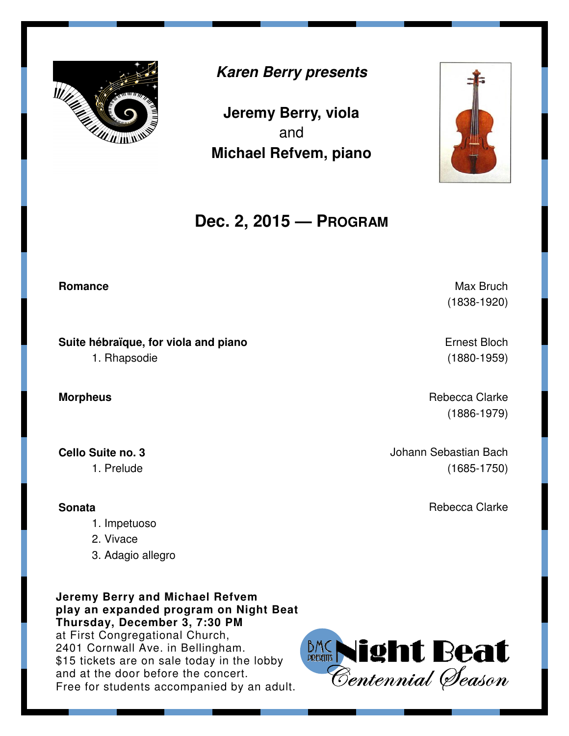***Karen Berry presents***

**Jeremy Berry, viola**
and
**Michael Refvem, piano**

## Dec. 2, 2015 — PROGRAM

**Romance** — Max Bruch (1838-1920)

**Suite hébraïque, for viola and piano** — Ernest Bloch (1880-1959)
1. Rhapsodie

**Morpheus** — Rebecca Clarke (1886-1979)

**Cello Suite no. 3** — Johann Sebastian Bach (1685-1750)
1. Prelude

**Sonata** — Rebecca Clarke
1. Impetuoso
2. Vivace
3. Adagio allegro

**Jeremy Berry and Michael Refvem play an expanded program on Night Beat Thursday, December 3, 7:30 PM**
at First Congregational Church,
2401 Cornwall Ave. in Bellingham.
$15 tickets are on sale today in the lobby and at the door before the concert.
Free for students accompanied by an adult.

BMC PRESENTS Night Beat
*Centennial Season*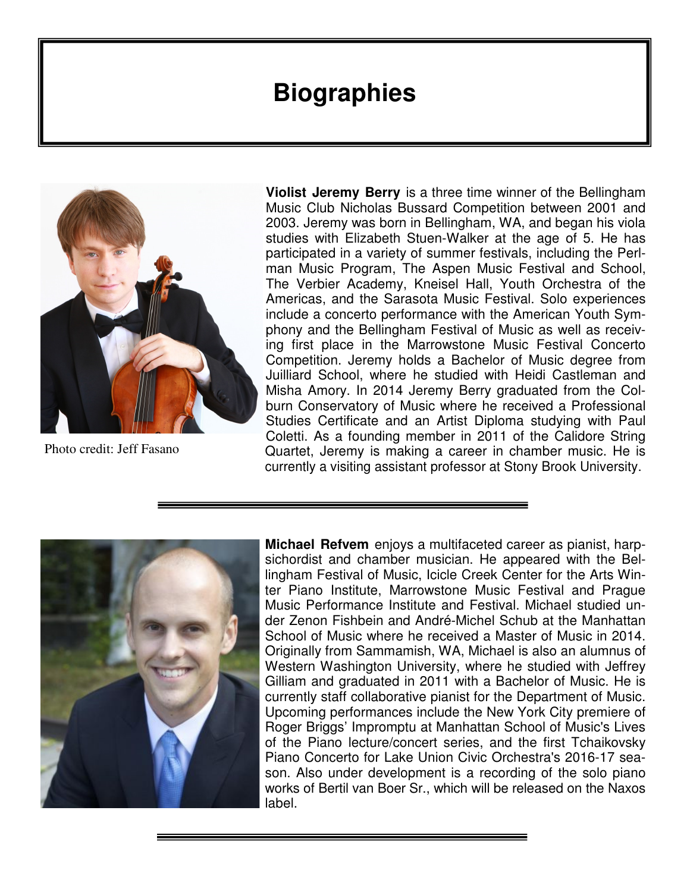# Biographies

Photo credit: Jeff Fasano

**Violist Jeremy Berry** is a three time winner of the Bellingham Music Club Nicholas Bussard Competition between 2001 and 2003. Jeremy was born in Bellingham, WA, and began his viola studies with Elizabeth Stuen-Walker at the age of 5. He has participated in a variety of summer festivals, including the Perlman Music Program, The Aspen Music Festival and School, The Verbier Academy, Kneisel Hall, Youth Orchestra of the Americas, and the Sarasota Music Festival. Solo experiences include a concerto performance with the American Youth Symphony and the Bellingham Festival of Music as well as receiving first place in the Marrowstone Music Festival Concerto Competition. Jeremy holds a Bachelor of Music degree from Juilliard School, where he studied with Heidi Castleman and Misha Amory. In 2014 Jeremy Berry graduated from the Colburn Conservatory of Music where he received a Professional Studies Certificate and an Artist Diploma studying with Paul Coletti. As a founding member in 2011 of the Calidore String Quartet, Jeremy is making a career in chamber music. He is currently a visiting assistant professor at Stony Brook University.

---

**Michael Refvem** enjoys a multifaceted career as pianist, harpsichordist and chamber musician. He appeared with the Bellingham Festival of Music, Icicle Creek Center for the Arts Winter Piano Institute, Marrowstone Music Festival and Prague Music Performance Institute and Festival. Michael studied under Zenon Fishbein and André-Michel Schub at the Manhattan School of Music where he received a Master of Music in 2014. Originally from Sammamish, WA, Michael is also an alumnus of Western Washington University, where he studied with Jeffrey Gilliam and graduated in 2011 with a Bachelor of Music. He is currently staff collaborative pianist for the Department of Music. Upcoming performances include the New York City premiere of Roger Briggs' Impromptu at Manhattan School of Music's Lives of the Piano lecture/concert series, and the first Tchaikovsky Piano Concerto for Lake Union Civic Orchestra's 2016-17 season. Also under development is a recording of the solo piano works of Bertil van Boer Sr., which will be released on the Naxos label.

---